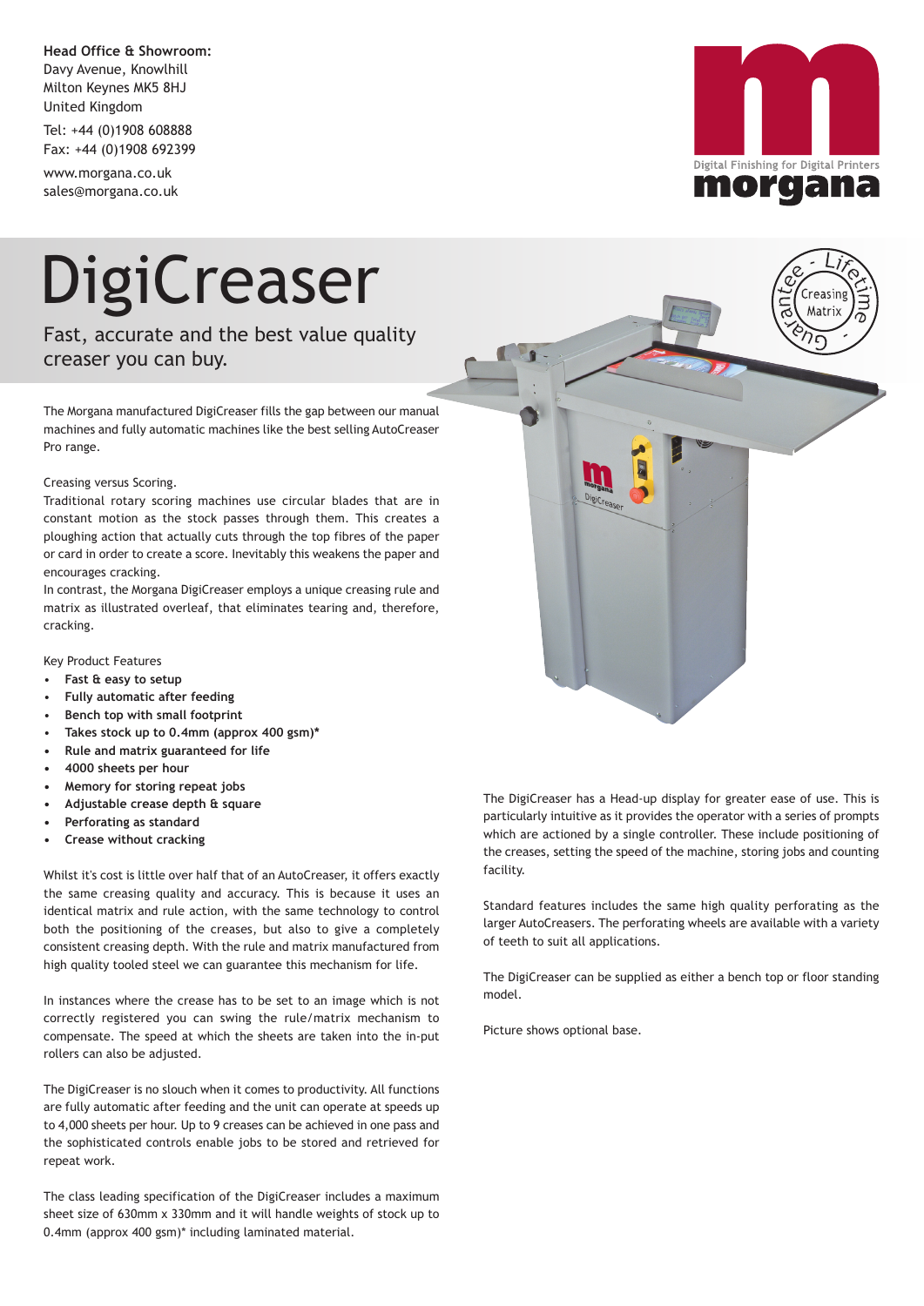**Head Office & Showroom:**
Davy Avenue, Knowlhill
Milton Keynes MK5 8HJ
United Kingdom

Tel: +44 (0)1908 608888
Fax: +44 (0)1908 692399

www.morgana.co.uk
sales@morgana.co.uk

Digital Finishing for Digital Printers
morgana

# DigiCreaser

Fast, accurate and the best value quality creaser you can buy.

Lifetime Guarantee - Creasing Matrix

The Morgana manufactured DigiCreaser fills the gap between our manual machines and fully automatic machines like the best selling AutoCreaser Pro range.

Creasing versus Scoring.
Traditional rotary scoring machines use circular blades that are in constant motion as the stock passes through them. This creates a ploughing action that actually cuts through the top fibres of the paper or card in order to create a score. Inevitably this weakens the paper and encourages cracking.
In contrast, the Morgana DigiCreaser employs a unique creasing rule and matrix as illustrated overleaf, that eliminates tearing and, therefore, cracking.

Key Product Features

- **Fast & easy to setup**
- **Fully automatic after feeding**
- **Bench top with small footprint**
- **Takes stock up to 0.4mm (approx 400 gsm)***
- **Rule and matrix guaranteed for life**
- **4000 sheets per hour**
- **Memory for storing repeat jobs**
- **Adjustable crease depth & square**
- **Perforating as standard**
- **Crease without cracking**

Whilst it's cost is little over half that of an AutoCreaser, it offers exactly the same creasing quality and accuracy. This is because it uses an identical matrix and rule action, with the same technology to control both the positioning of the creases, but also to give a completely consistent creasing depth. With the rule and matrix manufactured from high quality tooled steel we can guarantee this mechanism for life.

In instances where the crease has to be set to an image which is not correctly registered you can swing the rule/matrix mechanism to compensate. The speed at which the sheets are taken into the in-put rollers can also be adjusted.

The DigiCreaser is no slouch when it comes to productivity. All functions are fully automatic after feeding and the unit can operate at speeds up to 4,000 sheets per hour. Up to 9 creases can be achieved in one pass and the sophisticated controls enable jobs to be stored and retrieved for repeat work.

The class leading specification of the DigiCreaser includes a maximum sheet size of 630mm x 330mm and it will handle weights of stock up to 0.4mm (approx 400 gsm)* including laminated material.

The DigiCreaser has a Head-up display for greater ease of use. This is particularly intuitive as it provides the operator with a series of prompts which are actioned by a single controller. These include positioning of the creases, setting the speed of the machine, storing jobs and counting facility.

Standard features includes the same high quality perforating as the larger AutoCreasers. The perforating wheels are available with a variety of teeth to suit all applications.

The DigiCreaser can be supplied as either a bench top or floor standing model.

Picture shows optional base.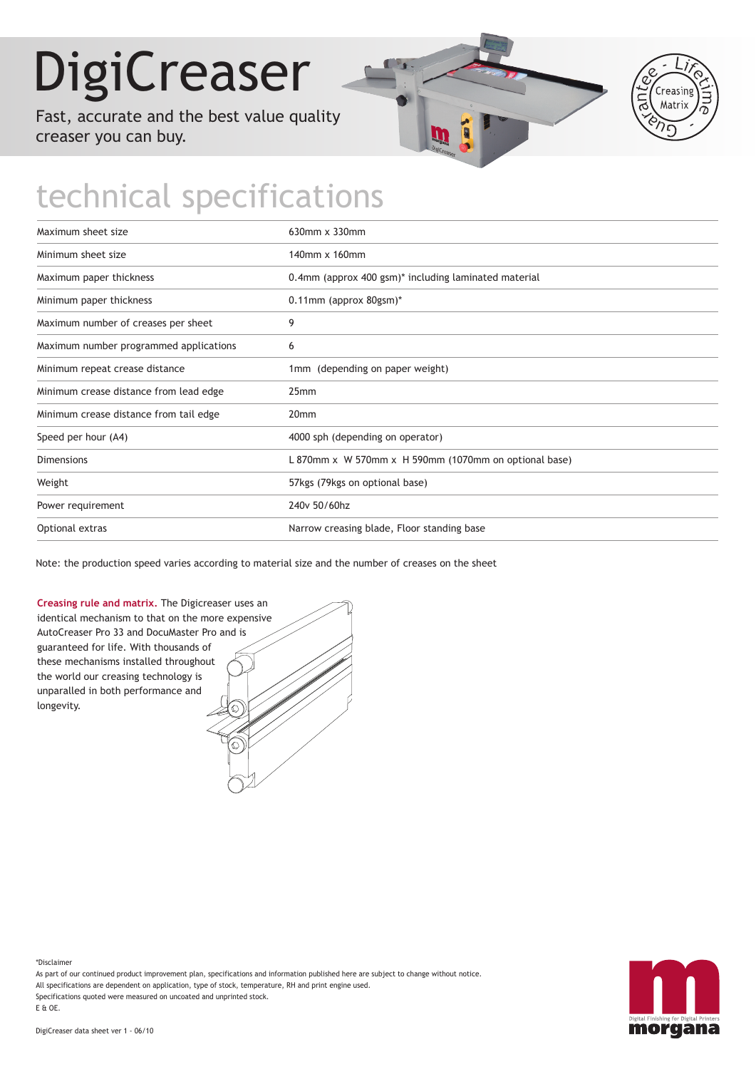# DigiCreaser

Fast, accurate and the best value quality creaser you can buy.

## technical specifications

| | |
|---|---|
| Maximum sheet size | 630mm x 330mm |
| Minimum sheet size | 140mm x 160mm |
| Maximum paper thickness | 0.4mm (approx 400 gsm)* including laminated material |
| Minimum paper thickness | 0.11mm (approx 80gsm)* |
| Maximum number of creases per sheet | 9 |
| Maximum number programmed applications | 6 |
| Minimum repeat crease distance | 1mm (depending on paper weight) |
| Minimum crease distance from lead edge | 25mm |
| Minimum crease distance from tail edge | 20mm |
| Speed per hour (A4) | 4000 sph (depending on operator) |
| Dimensions | L 870mm x W 570mm x H 590mm (1070mm on optional base) |
| Weight | 57kgs (79kgs on optional base) |
| Power requirement | 240v 50/60hz |
| Optional extras | Narrow creasing blade, Floor standing base |

Note: the production speed varies according to material size and the number of creases on the sheet

**Creasing rule and matrix.** The Digicreaser uses an identical mechanism to that on the more expensive AutoCreaser Pro 33 and DocuMaster Pro and is guaranteed for life. With thousands of these mechanisms installed throughout the world our creasing technology is unparalled in both performance and longevity.

*Disclaimer

As part of our continued product improvement plan, specifications and information published here are subject to change without notice.

All specifications are dependent on application, type of stock, temperature, RH and print engine used.

Specifications quoted were measured on uncoated and unprinted stock.

E & OE.

DigiCreaser data sheet ver 1 - 06/10